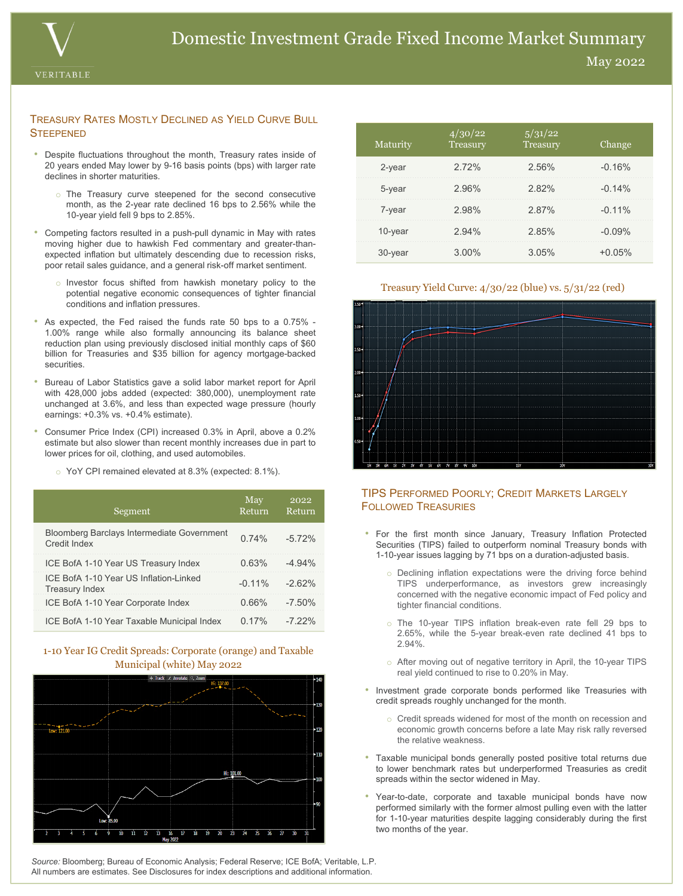# Domestic Investment Grade Fixed Income Market Summary

May 2022

## Treasury Rates Mostly Declined as Yield Curve Bull Steepened

- Despite fluctuations throughout the month, Treasury rates inside of 20 years ended May lower by 9-16 basis points (bps) with larger rate declines in shorter maturities.
  - The Treasury curve steepened for the second consecutive month, as the 2-year rate declined 16 bps to 2.56% while the 10-year yield fell 9 bps to 2.85%.
- Competing factors resulted in a push-pull dynamic in May with rates moving higher due to hawkish Fed commentary and greater-than-expected inflation but ultimately descending due to recession risks, poor retail sales guidance, and a general risk-off market sentiment.
  - Investor focus shifted from hawkish monetary policy to the potential negative economic consequences of tighter financial conditions and inflation pressures.
- As expected, the Fed raised the funds rate 50 bps to a 0.75% - 1.00% range while also formally announcing its balance sheet reduction plan using previously disclosed initial monthly caps of $60 billion for Treasuries and $35 billion for agency mortgage-backed securities.
- Bureau of Labor Statistics gave a solid labor market report for April with 428,000 jobs added (expected: 380,000), unemployment rate unchanged at 3.6%, and less than expected wage pressure (hourly earnings: +0.3% vs. +0.4% estimate).
- Consumer Price Index (CPI) increased 0.3% in April, above a 0.2% estimate but also slower than recent monthly increases due in part to lower prices for oil, clothing, and used automobiles.
  - YoY CPI remained elevated at 8.3% (expected: 8.1%).

| Segment | May Return | 2022 Return |
|---|---|---|
| Bloomberg Barclays Intermediate Government Credit Index | 0.74% | -5.72% |
| ICE BofA 1-10 Year US Treasury Index | 0.63% | -4.94% |
| ICE BofA 1-10 Year US Inflation-Linked Treasury Index | -0.11% | -2.62% |
| ICE BofA 1-10 Year Corporate Index | 0.66% | -7.50% |
| ICE BofA 1-10 Year Taxable Municipal Index | 0.17% | -7.22% |

1-10 Year IG Credit Spreads: Corporate (orange) and Taxable Municipal (white) May 2022

| Maturity | 4/30/22 Treasury | 5/31/22 Treasury | Change |
|---|---|---|---|
| 2-year | 2.72% | 2.56% | -0.16% |
| 5-year | 2.96% | 2.82% | -0.14% |
| 7-year | 2.98% | 2.87% | -0.11% |
| 10-year | 2.94% | 2.85% | -0.09% |
| 30-year | 3.00% | 3.05% | +0.05% |

Treasury Yield Curve: 4/30/22 (blue) vs. 5/31/22 (red)

## TIPS Performed Poorly; Credit Markets Largely Followed Treasuries

- For the first month since January, Treasury Inflation Protected Securities (TIPS) failed to outperform nominal Treasury bonds with 1-10-year issues lagging by 71 bps on a duration-adjusted basis.
  - Declining inflation expectations were the driving force behind TIPS underperformance, as investors grew increasingly concerned with the negative economic impact of Fed policy and tighter financial conditions.
  - The 10-year TIPS inflation break-even rate fell 29 bps to 2.65%, while the 5-year break-even rate declined 41 bps to 2.94%.
  - After moving out of negative territory in April, the 10-year TIPS real yield continued to rise to 0.20% in May.
- Investment grade corporate bonds performed like Treasuries with credit spreads roughly unchanged for the month.
  - Credit spreads widened for most of the month on recession and economic growth concerns before a late May risk rally reversed the relative weakness.
- Taxable municipal bonds generally posted positive total returns due to lower benchmark rates but underperformed Treasuries as credit spreads within the sector widened in May.
- Year-to-date, corporate and taxable municipal bonds have now performed similarly with the former almost pulling even with the latter for 1-10-year maturities despite lagging considerably during the first two months of the year.

*Source:* Bloomberg; Bureau of Economic Analysis; Federal Reserve; ICE BofA; Veritable, L.P.
All numbers are estimates. See Disclosures for index descriptions and additional information.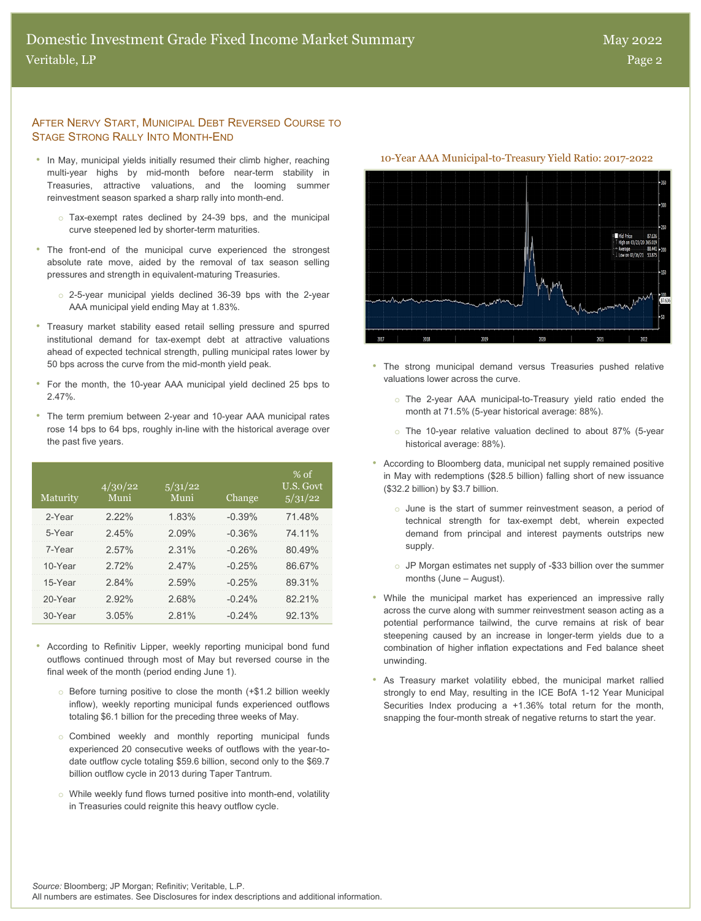## After Nervy Start, Municipal Debt Reversed Course to Stage Strong Rally Into Month-End

- In May, municipal yields initially resumed their climb higher, reaching multi-year highs by mid-month before near-term stability in Treasuries, attractive valuations, and the looming summer reinvestment season sparked a sharp rally into month-end.
  - Tax-exempt rates declined by 24-39 bps, and the municipal curve steepened led by shorter-term maturities.
- The front-end of the municipal curve experienced the strongest absolute rate move, aided by the removal of tax season selling pressures and strength in equivalent-maturing Treasuries.
  - 2-5-year municipal yields declined 36-39 bps with the 2-year AAA municipal yield ending May at 1.83%.
- Treasury market stability eased retail selling pressure and spurred institutional demand for tax-exempt debt at attractive valuations ahead of expected technical strength, pulling municipal rates lower by 50 bps across the curve from the mid-month yield peak.
- For the month, the 10-year AAA municipal yield declined 25 bps to 2.47%.
- The term premium between 2-year and 10-year AAA municipal rates rose 14 bps to 64 bps, roughly in-line with the historical average over the past five years.

| Maturity | 4/30/22 Muni | 5/31/22 Muni | Change | % of U.S. Govt 5/31/22 |
|---|---|---|---|---|
| 2-Year | 2.22% | 1.83% | -0.39% | 71.48% |
| 5-Year | 2.45% | 2.09% | -0.36% | 74.11% |
| 7-Year | 2.57% | 2.31% | -0.26% | 80.49% |
| 10-Year | 2.72% | 2.47% | -0.25% | 86.67% |
| 15-Year | 2.84% | 2.59% | -0.25% | 89.31% |
| 20-Year | 2.92% | 2.68% | -0.24% | 82.21% |
| 30-Year | 3.05% | 2.81% | -0.24% | 92.13% |

- According to Refinitiv Lipper, weekly reporting municipal bond fund outflows continued through most of May but reversed course in the final week of the month (period ending June 1).
  - Before turning positive to close the month (+$1.2 billion weekly inflow), weekly reporting municipal funds experienced outflows totaling $6.1 billion for the preceding three weeks of May.
  - Combined weekly and monthly reporting municipal funds experienced 20 consecutive weeks of outflows with the year-to-date outflow cycle totaling $59.6 billion, second only to the $69.7 billion outflow cycle in 2013 during Taper Tantrum.
  - While weekly fund flows turned positive into month-end, volatility in Treasuries could reignite this heavy outflow cycle.

10-Year AAA Municipal-to-Treasury Yield Ratio: 2017-2022

- The strong municipal demand versus Treasuries pushed relative valuations lower across the curve.
  - The 2-year AAA municipal-to-Treasury yield ratio ended the month at 71.5% (5-year historical average: 88%).
  - The 10-year relative valuation declined to about 87% (5-year historical average: 88%).
- According to Bloomberg data, municipal net supply remained positive in May with redemptions ($28.5 billion) falling short of new issuance ($32.2 billion) by $3.7 billion.
  - June is the start of summer reinvestment season, a period of technical strength for tax-exempt debt, wherein expected demand from principal and interest payments outstrips new supply.
  - JP Morgan estimates net supply of -$33 billion over the summer months (June – August).
- While the municipal market has experienced an impressive rally across the curve along with summer reinvestment season acting as a potential performance tailwind, the curve remains at risk of bear steepening caused by an increase in longer-term yields due to a combination of higher inflation expectations and Fed balance sheet unwinding.
- As Treasury market volatility ebbed, the municipal market rallied strongly to end May, resulting in the ICE BofA 1-12 Year Municipal Securities Index producing a +1.36% total return for the month, snapping the four-month streak of negative returns to start the year.

*Source:* Bloomberg; JP Morgan; Refinitiv; Veritable, L.P.
All numbers are estimates. See Disclosures for index descriptions and additional information.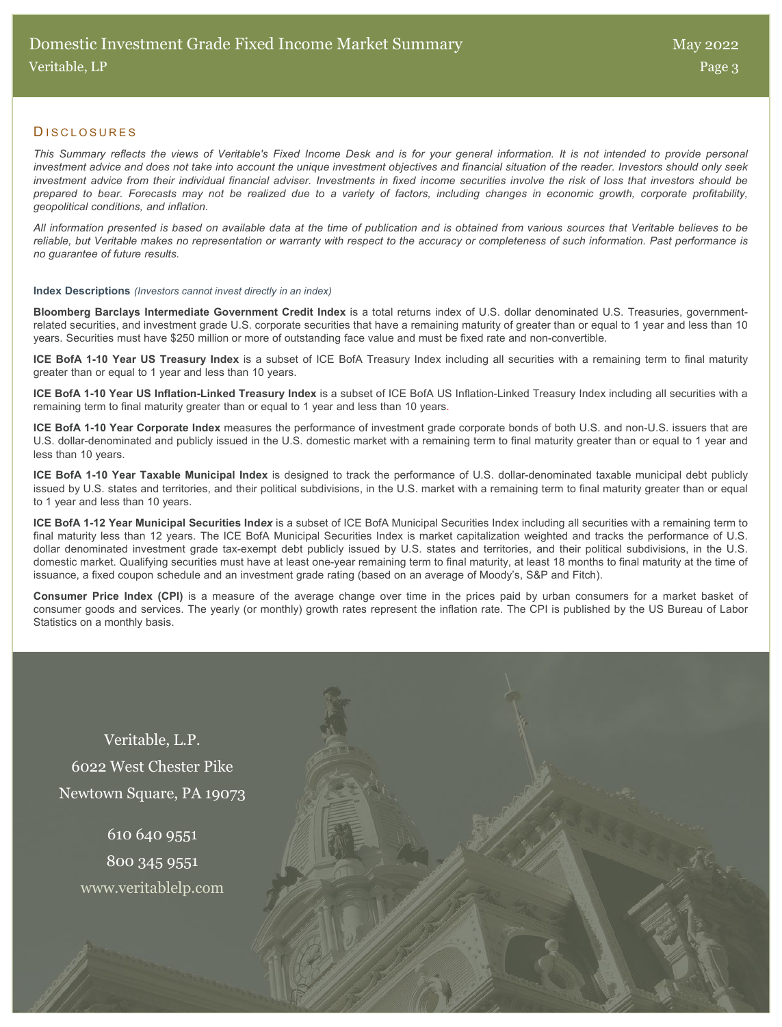## DISCLOSURES

*This Summary reflects the views of Veritable's Fixed Income Desk and is for your general information. It is not intended to provide personal investment advice and does not take into account the unique investment objectives and financial situation of the reader. Investors should only seek investment advice from their individual financial adviser. Investments in fixed income securities involve the risk of loss that investors should be prepared to bear. Forecasts may not be realized due to a variety of factors, including changes in economic growth, corporate profitability, geopolitical conditions, and inflation.*

*All information presented is based on available data at the time of publication and is obtained from various sources that Veritable believes to be reliable, but Veritable makes no representation or warranty with respect to the accuracy or completeness of such information. Past performance is no guarantee of future results.*

**Index Descriptions** *(Investors cannot invest directly in an index)*

**Bloomberg Barclays Intermediate Government Credit Index** is a total returns index of U.S. dollar denominated U.S. Treasuries, government-related securities, and investment grade U.S. corporate securities that have a remaining maturity of greater than or equal to 1 year and less than 10 years. Securities must have $250 million or more of outstanding face value and must be fixed rate and non-convertible.

**ICE BofA 1-10 Year US Treasury Index** is a subset of ICE BofA Treasury Index including all securities with a remaining term to final maturity greater than or equal to 1 year and less than 10 years.

**ICE BofA 1-10 Year US Inflation-Linked Treasury Index** is a subset of ICE BofA US Inflation-Linked Treasury Index including all securities with a remaining term to final maturity greater than or equal to 1 year and less than 10 years.

**ICE BofA 1-10 Year Corporate Index** measures the performance of investment grade corporate bonds of both U.S. and non-U.S. issuers that are U.S. dollar-denominated and publicly issued in the U.S. domestic market with a remaining term to final maturity greater than or equal to 1 year and less than 10 years.

**ICE BofA 1-10 Year Taxable Municipal Index** is designed to track the performance of U.S. dollar-denominated taxable municipal debt publicly issued by U.S. states and territories, and their political subdivisions, in the U.S. market with a remaining term to final maturity greater than or equal to 1 year and less than 10 years.

**ICE BofA 1-12 Year Municipal Securities Index** is a subset of ICE BofA Municipal Securities Index including all securities with a remaining term to final maturity less than 12 years. The ICE BofA Municipal Securities Index is market capitalization weighted and tracks the performance of U.S. dollar denominated investment grade tax-exempt debt publicly issued by U.S. states and territories, and their political subdivisions, in the U.S. domestic market. Qualifying securities must have at least one-year remaining term to final maturity, at least 18 months to final maturity at the time of issuance, a fixed coupon schedule and an investment grade rating (based on an average of Moody's, S&P and Fitch).

**Consumer Price Index (CPI)** is a measure of the average change over time in the prices paid by urban consumers for a market basket of consumer goods and services. The yearly (or monthly) growth rates represent the inflation rate. The CPI is published by the US Bureau of Labor Statistics on a monthly basis.

Veritable, L.P.
6022 West Chester Pike
Newtown Square, PA 19073

610 640 9551
800 345 9551
www.veritablelp.com